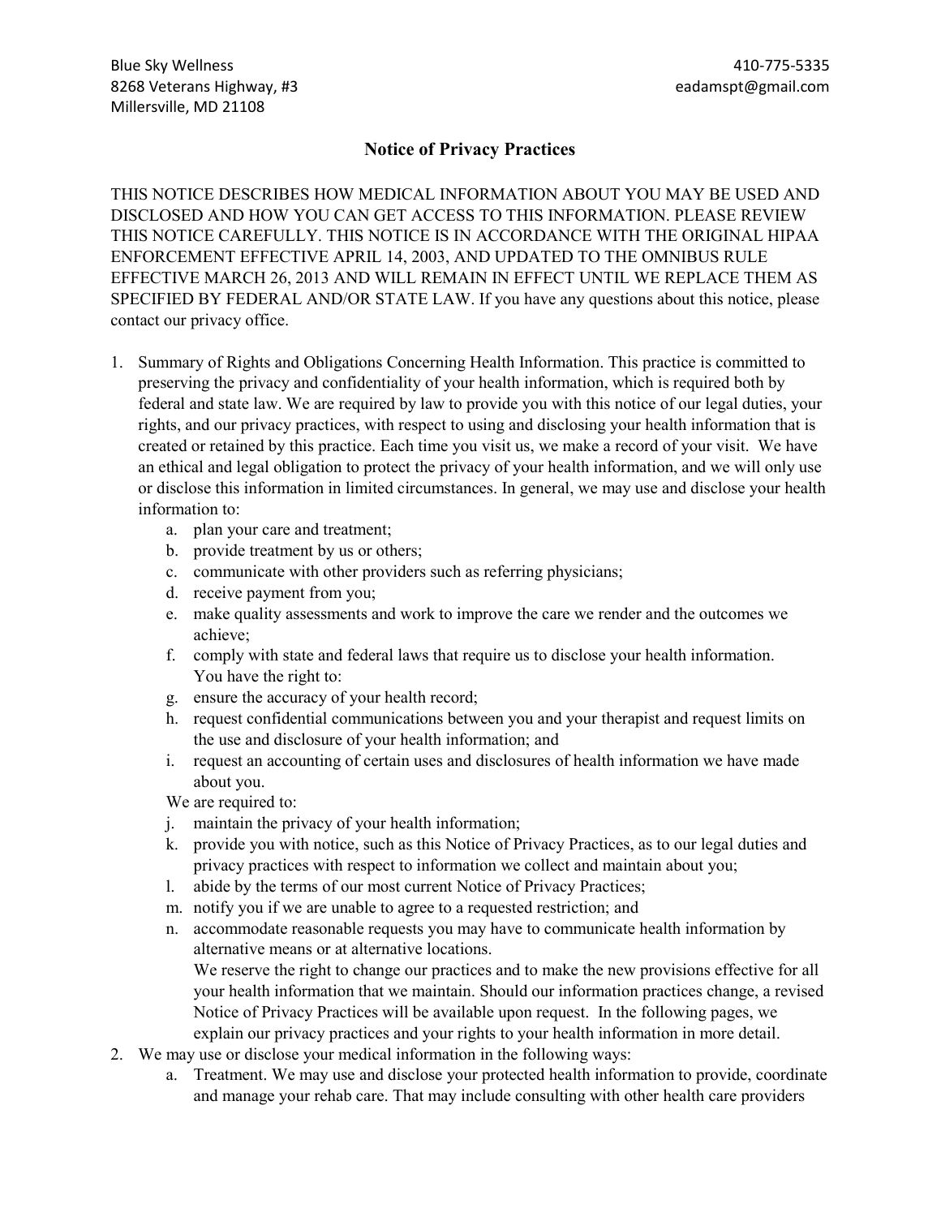Blue Sky Wellness
8268 Veterans Highway, #3
Millersville, MD 21108

410-775-5335
eadamspt@gmail.com

# Notice of Privacy Practices

THIS NOTICE DESCRIBES HOW MEDICAL INFORMATION ABOUT YOU MAY BE USED AND DISCLOSED AND HOW YOU CAN GET ACCESS TO THIS INFORMATION. PLEASE REVIEW THIS NOTICE CAREFULLY. THIS NOTICE IS IN ACCORDANCE WITH THE ORIGINAL HIPAA ENFORCEMENT EFFECTIVE APRIL 14, 2003, AND UPDATED TO THE OMNIBUS RULE EFFECTIVE MARCH 26, 2013 AND WILL REMAIN IN EFFECT UNTIL WE REPLACE THEM AS SPECIFIED BY FEDERAL AND/OR STATE LAW. If you have any questions about this notice, please contact our privacy office.

1. Summary of Rights and Obligations Concerning Health Information. This practice is committed to preserving the privacy and confidentiality of your health information, which is required both by federal and state law. We are required by law to provide you with this notice of our legal duties, your rights, and our privacy practices, with respect to using and disclosing your health information that is created or retained by this practice. Each time you visit us, we make a record of your visit. We have an ethical and legal obligation to protect the privacy of your health information, and we will only use or disclose this information in limited circumstances. In general, we may use and disclose your health information to:
    a. plan your care and treatment;
    b. provide treatment by us or others;
    c. communicate with other providers such as referring physicians;
    d. receive payment from you;
    e. make quality assessments and work to improve the care we render and the outcomes we achieve;
    f. comply with state and federal laws that require us to disclose your health information.
    You have the right to:
    g. ensure the accuracy of your health record;
    h. request confidential communications between you and your therapist and request limits on the use and disclosure of your health information; and
    i. request an accounting of certain uses and disclosures of health information we have made about you.
    We are required to:
    j. maintain the privacy of your health information;
    k. provide you with notice, such as this Notice of Privacy Practices, as to our legal duties and privacy practices with respect to information we collect and maintain about you;
    l. abide by the terms of our most current Notice of Privacy Practices;
    m. notify you if we are unable to agree to a requested restriction; and
    n. accommodate reasonable requests you may have to communicate health information by alternative means or at alternative locations.
    We reserve the right to change our practices and to make the new provisions effective for all your health information that we maintain. Should our information practices change, a revised Notice of Privacy Practices will be available upon request. In the following pages, we explain our privacy practices and your rights to your health information in more detail.
2. We may use or disclose your medical information in the following ways:
    a. Treatment. We may use and disclose your protected health information to provide, coordinate and manage your rehab care. That may include consulting with other health care providers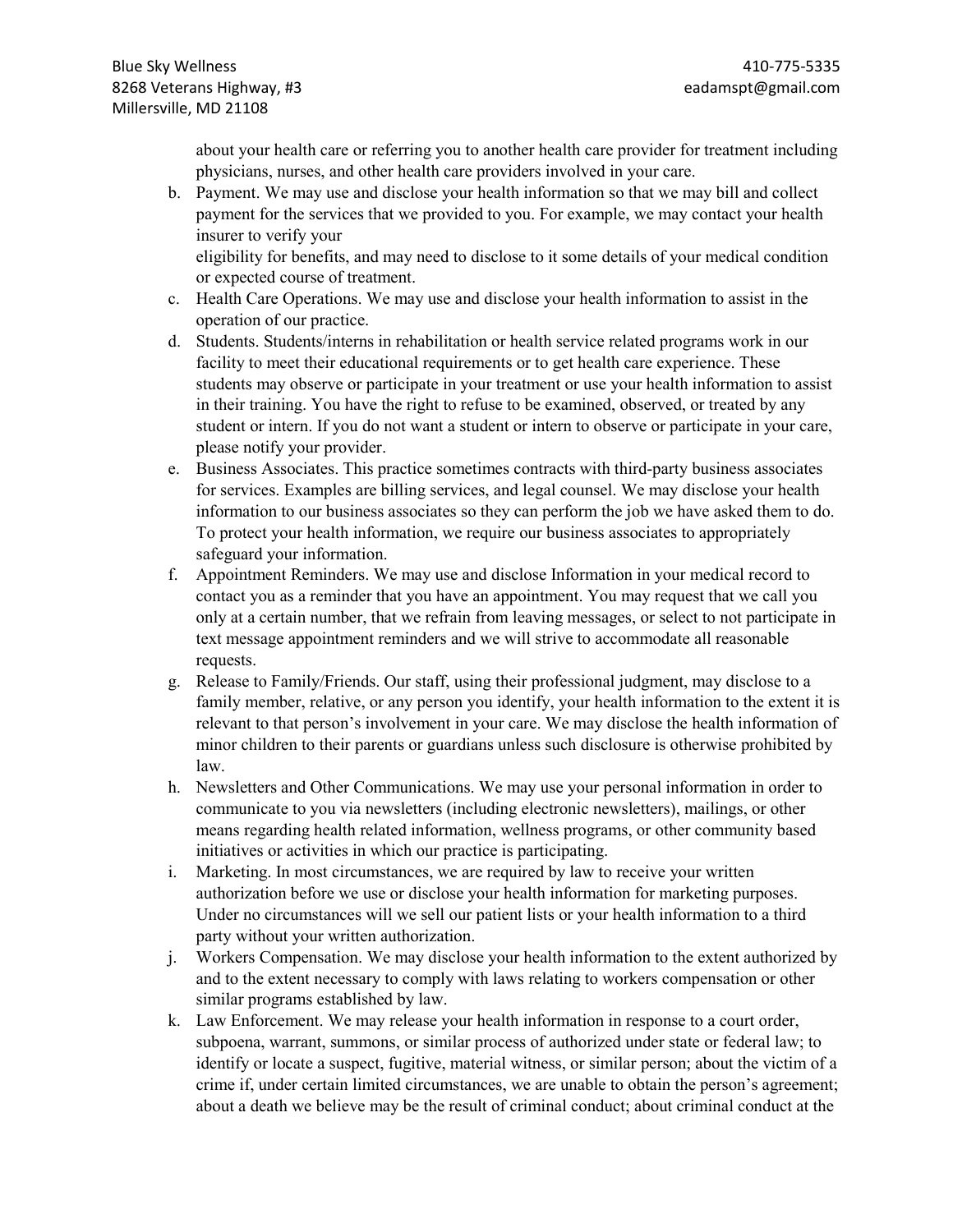about your health care or referring you to another health care provider for treatment including physicians, nurses, and other health care providers involved in your care.

b. Payment. We may use and disclose your health information so that we may bill and collect payment for the services that we provided to you. For example, we may contact your health insurer to verify your eligibility for benefits, and may need to disclose to it some details of your medical condition or expected course of treatment.

c. Health Care Operations. We may use and disclose your health information to assist in the operation of our practice.

d. Students. Students/interns in rehabilitation or health service related programs work in our facility to meet their educational requirements or to get health care experience. These students may observe or participate in your treatment or use your health information to assist in their training. You have the right to refuse to be examined, observed, or treated by any student or intern. If you do not want a student or intern to observe or participate in your care, please notify your provider.

e. Business Associates. This practice sometimes contracts with third-party business associates for services. Examples are billing services, and legal counsel. We may disclose your health information to our business associates so they can perform the job we have asked them to do. To protect your health information, we require our business associates to appropriately safeguard your information.

f. Appointment Reminders. We may use and disclose Information in your medical record to contact you as a reminder that you have an appointment. You may request that we call you only at a certain number, that we refrain from leaving messages, or select to not participate in text message appointment reminders and we will strive to accommodate all reasonable requests.

g. Release to Family/Friends. Our staff, using their professional judgment, may disclose to a family member, relative, or any person you identify, your health information to the extent it is relevant to that person's involvement in your care. We may disclose the health information of minor children to their parents or guardians unless such disclosure is otherwise prohibited by law.

h. Newsletters and Other Communications. We may use your personal information in order to communicate to you via newsletters (including electronic newsletters), mailings, or other means regarding health related information, wellness programs, or other community based initiatives or activities in which our practice is participating.

i. Marketing. In most circumstances, we are required by law to receive your written authorization before we use or disclose your health information for marketing purposes. Under no circumstances will we sell our patient lists or your health information to a third party without your written authorization.

j. Workers Compensation. We may disclose your health information to the extent authorized by and to the extent necessary to comply with laws relating to workers compensation or other similar programs established by law.

k. Law Enforcement. We may release your health information in response to a court order, subpoena, warrant, summons, or similar process of authorized under state or federal law; to identify or locate a suspect, fugitive, material witness, or similar person; about the victim of a crime if, under certain limited circumstances, we are unable to obtain the person's agreement; about a death we believe may be the result of criminal conduct; about criminal conduct at the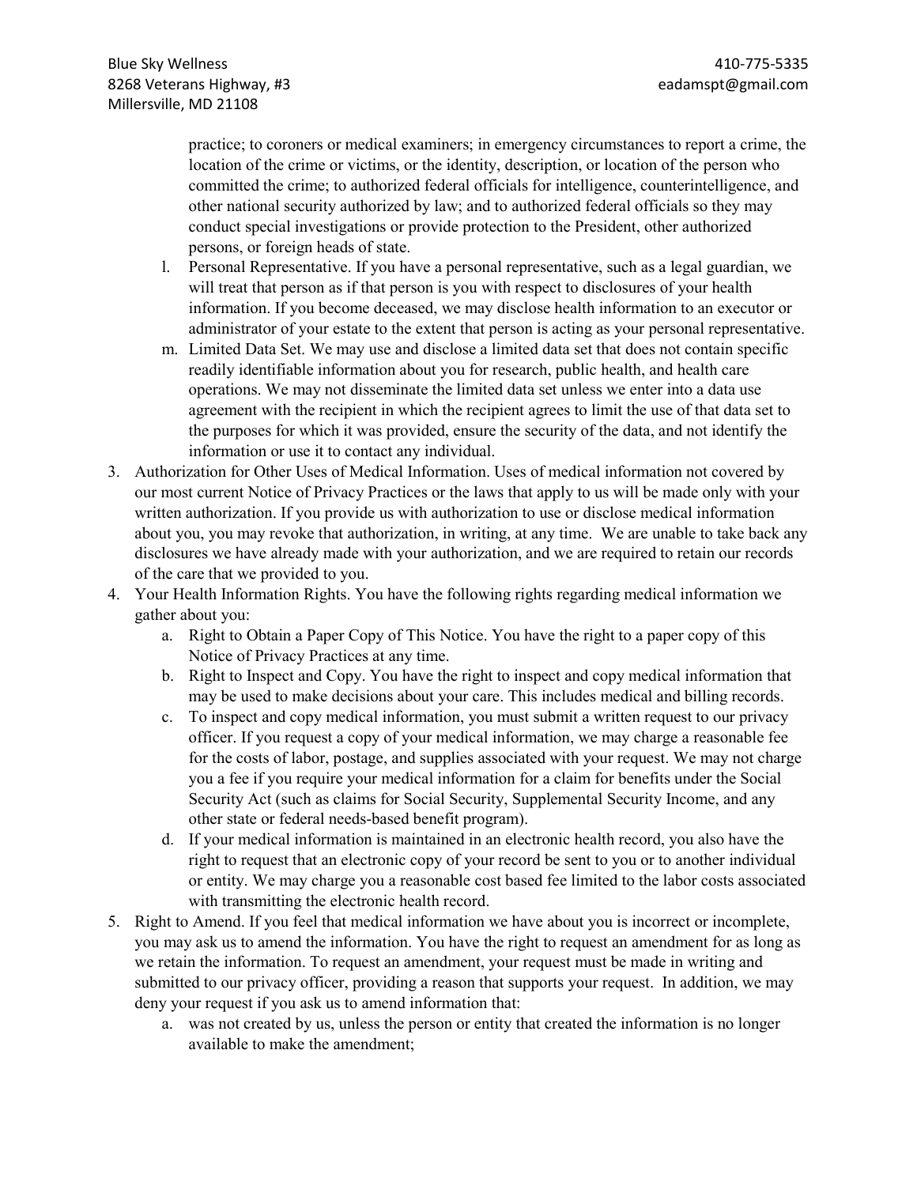practice; to coroners or medical examiners; in emergency circumstances to report a crime, the location of the crime or victims, or the identity, description, or location of the person who committed the crime; to authorized federal officials for intelligence, counterintelligence, and other national security authorized by law; and to authorized federal officials so they may conduct special investigations or provide protection to the President, other authorized persons, or foreign heads of state.

   l. Personal Representative. If you have a personal representative, such as a legal guardian, we will treat that person as if that person is you with respect to disclosures of your health information. If you become deceased, we may disclose health information to an executor or administrator of your estate to the extent that person is acting as your personal representative.
   m. Limited Data Set. We may use and disclose a limited data set that does not contain specific readily identifiable information about you for research, public health, and health care operations. We may not disseminate the limited data set unless we enter into a data use agreement with the recipient in which the recipient agrees to limit the use of that data set to the purposes for which it was provided, ensure the security of the data, and not identify the information or use it to contact any individual.

3. Authorization for Other Uses of Medical Information. Uses of medical information not covered by our most current Notice of Privacy Practices or the laws that apply to us will be made only with your written authorization. If you provide us with authorization to use or disclose medical information about you, you may revoke that authorization, in writing, at any time. We are unable to take back any disclosures we have already made with your authorization, and we are required to retain our records of the care that we provided to you.
4. Your Health Information Rights. You have the following rights regarding medical information we gather about you:
   a. Right to Obtain a Paper Copy of This Notice. You have the right to a paper copy of this Notice of Privacy Practices at any time.
   b. Right to Inspect and Copy. You have the right to inspect and copy medical information that may be used to make decisions about your care. This includes medical and billing records.
   c. To inspect and copy medical information, you must submit a written request to our privacy officer. If you request a copy of your medical information, we may charge a reasonable fee for the costs of labor, postage, and supplies associated with your request. We may not charge you a fee if you require your medical information for a claim for benefits under the Social Security Act (such as claims for Social Security, Supplemental Security Income, and any other state or federal needs-based benefit program).
   d. If your medical information is maintained in an electronic health record, you also have the right to request that an electronic copy of your record be sent to you or to another individual or entity. We may charge you a reasonable cost based fee limited to the labor costs associated with transmitting the electronic health record.
5. Right to Amend. If you feel that medical information we have about you is incorrect or incomplete, you may ask us to amend the information. You have the right to request an amendment for as long as we retain the information. To request an amendment, your request must be made in writing and submitted to our privacy officer, providing a reason that supports your request. In addition, we may deny your request if you ask us to amend information that:
   a. was not created by us, unless the person or entity that created the information is no longer available to make the amendment;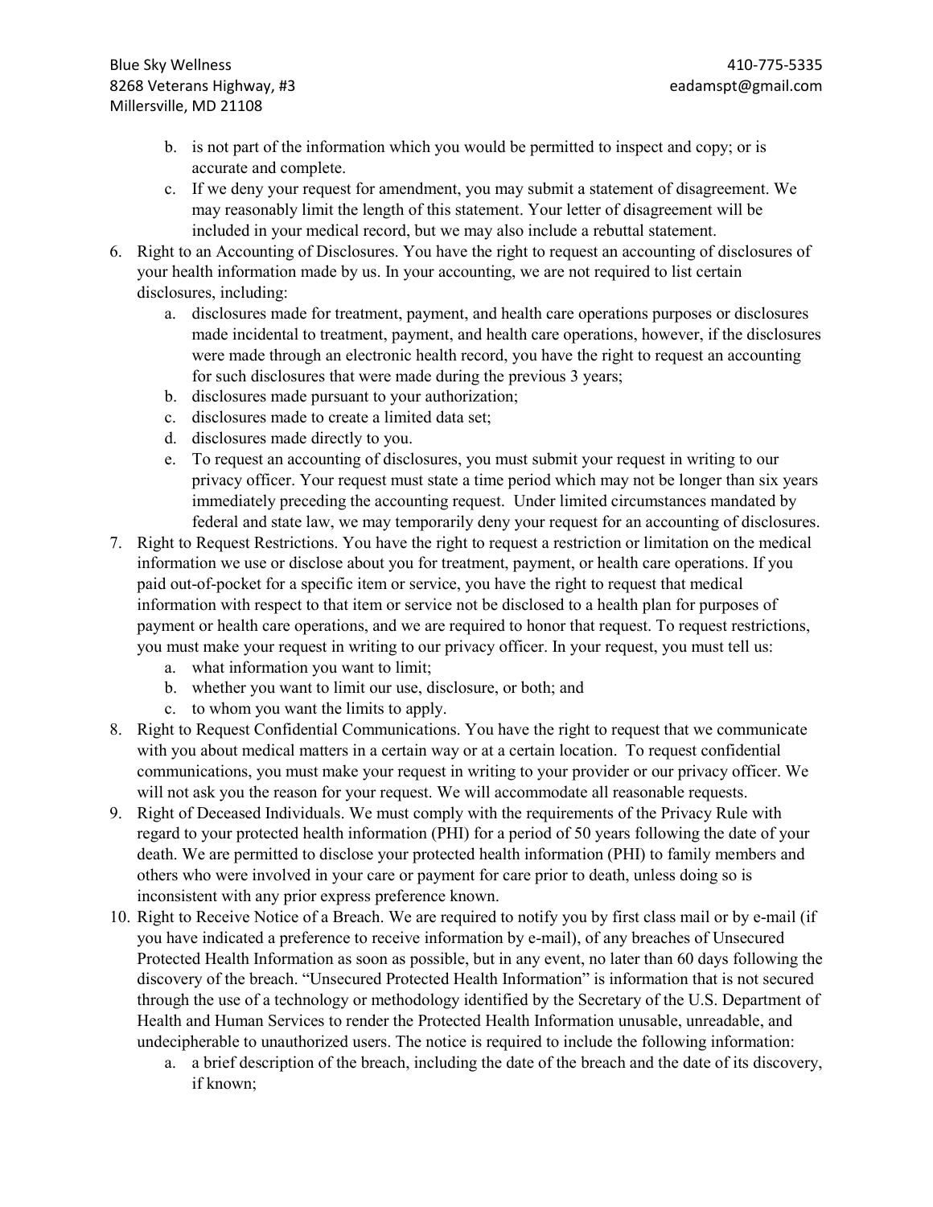b. is not part of the information which you would be permitted to inspect and copy; or is accurate and complete.
   c. If we deny your request for amendment, you may submit a statement of disagreement. We may reasonably limit the length of this statement. Your letter of disagreement will be included in your medical record, but we may also include a rebuttal statement.

6. Right to an Accounting of Disclosures. You have the right to request an accounting of disclosures of your health information made by us. In your accounting, we are not required to list certain disclosures, including:
   a. disclosures made for treatment, payment, and health care operations purposes or disclosures made incidental to treatment, payment, and health care operations, however, if the disclosures were made through an electronic health record, you have the right to request an accounting for such disclosures that were made during the previous 3 years;
   b. disclosures made pursuant to your authorization;
   c. disclosures made to create a limited data set;
   d. disclosures made directly to you.
   e. To request an accounting of disclosures, you must submit your request in writing to our privacy officer. Your request must state a time period which may not be longer than six years immediately preceding the accounting request. Under limited circumstances mandated by federal and state law, we may temporarily deny your request for an accounting of disclosures.
7. Right to Request Restrictions. You have the right to request a restriction or limitation on the medical information we use or disclose about you for treatment, payment, or health care operations. If you paid out-of-pocket for a specific item or service, you have the right to request that medical information with respect to that item or service not be disclosed to a health plan for purposes of payment or health care operations, and we are required to honor that request. To request restrictions, you must make your request in writing to our privacy officer. In your request, you must tell us:
   a. what information you want to limit;
   b. whether you want to limit our use, disclosure, or both; and
   c. to whom you want the limits to apply.
8. Right to Request Confidential Communications. You have the right to request that we communicate with you about medical matters in a certain way or at a certain location. To request confidential communications, you must make your request in writing to your provider or our privacy officer. We will not ask you the reason for your request. We will accommodate all reasonable requests.
9. Right of Deceased Individuals. We must comply with the requirements of the Privacy Rule with regard to your protected health information (PHI) for a period of 50 years following the date of your death. We are permitted to disclose your protected health information (PHI) to family members and others who were involved in your care or payment for care prior to death, unless doing so is inconsistent with any prior express preference known.
10. Right to Receive Notice of a Breach. We are required to notify you by first class mail or by e-mail (if you have indicated a preference to receive information by e-mail), of any breaches of Unsecured Protected Health Information as soon as possible, but in any event, no later than 60 days following the discovery of the breach. "Unsecured Protected Health Information" is information that is not secured through the use of a technology or methodology identified by the Secretary of the U.S. Department of Health and Human Services to render the Protected Health Information unusable, unreadable, and undecipherable to unauthorized users. The notice is required to include the following information:
    a. a brief description of the breach, including the date of the breach and the date of its discovery, if known;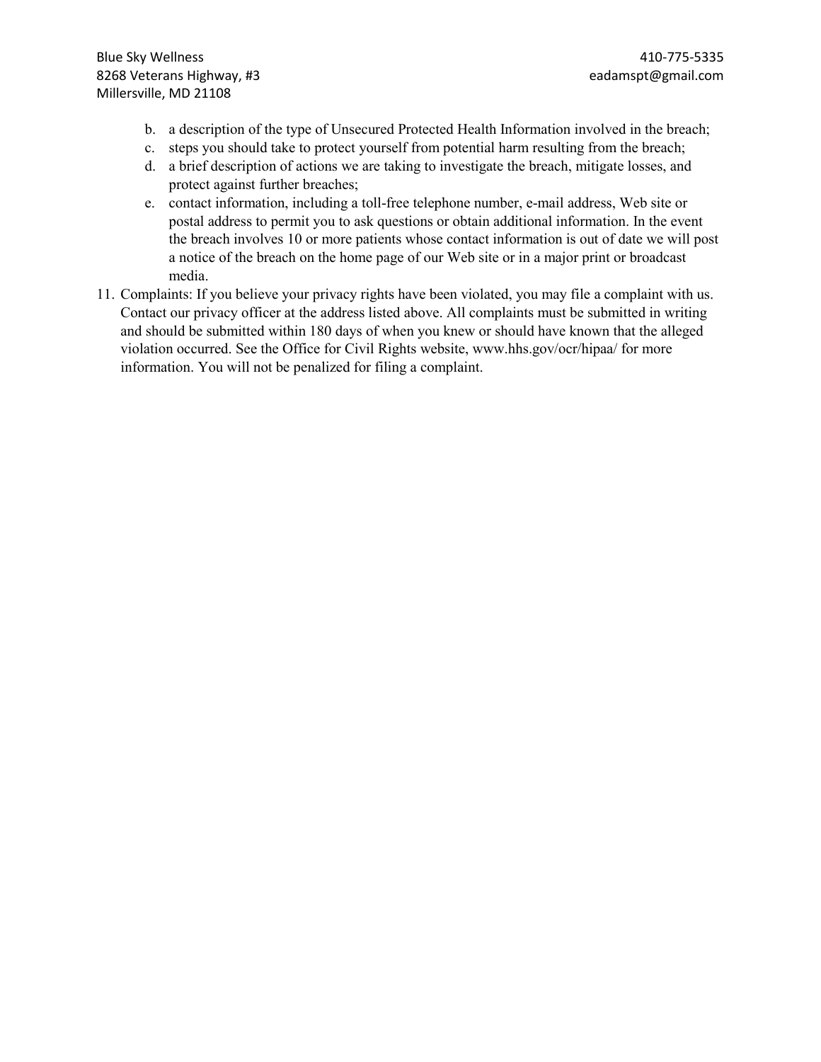b. a description of the type of Unsecured Protected Health Information involved in the breach;
c. steps you should take to protect yourself from potential harm resulting from the breach;
d. a brief description of actions we are taking to investigate the breach, mitigate losses, and protect against further breaches;
e. contact information, including a toll-free telephone number, e-mail address, Web site or postal address to permit you to ask questions or obtain additional information. In the event the breach involves 10 or more patients whose contact information is out of date we will post a notice of the breach on the home page of our Web site or in a major print or broadcast media.

11. Complaints: If you believe your privacy rights have been violated, you may file a complaint with us. Contact our privacy officer at the address listed above. All complaints must be submitted in writing and should be submitted within 180 days of when you knew or should have known that the alleged violation occurred. See the Office for Civil Rights website, www.hhs.gov/ocr/hipaa/ for more information. You will not be penalized for filing a complaint.